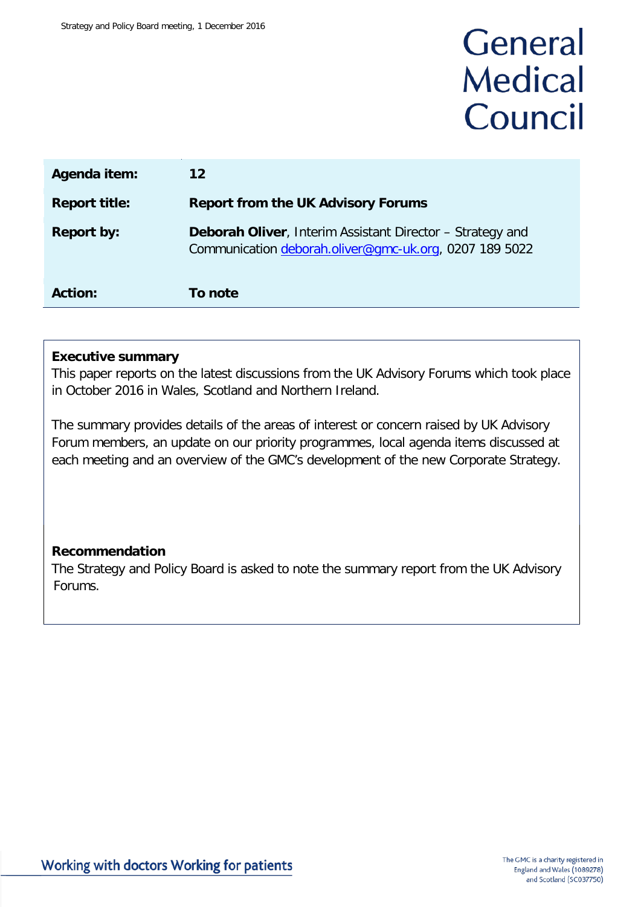# General Medical Council

| Agenda item: | 12 |
| --- | --- |
| **Report title:** | **Report from the UK Advisory Forums** |
| **Report by:** | **Deborah Oliver**, Interim Assistant Director – Strategy and Communication deborah.oliver@gmc-uk.org, 0207 189 5022 |
| **Action:** | **To note** |

**Executive summary**

This paper reports on the latest discussions from the UK Advisory Forums which took place in October 2016 in Wales, Scotland and Northern Ireland.

The summary provides details of the areas of interest or concern raised by UK Advisory Forum members, an update on our priority programmes, local agenda items discussed at each meeting and an overview of the GMC's development of the new Corporate Strategy.

**Recommendation**

The Strategy and Policy Board is asked to note the summary report from the UK Advisory Forums.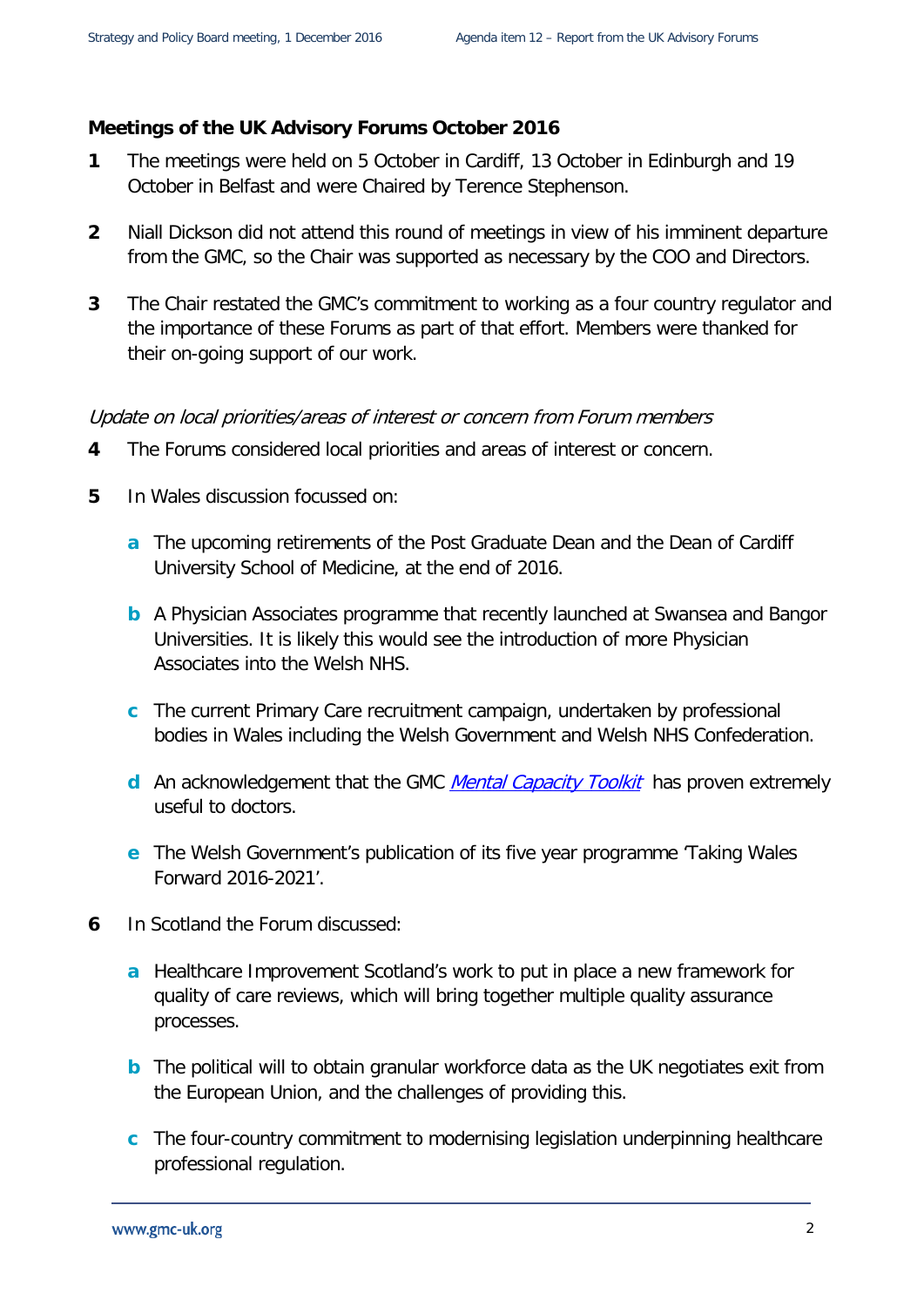## Meetings of the UK Advisory Forums October 2016

1. The meetings were held on 5 October in Cardiff, 13 October in Edinburgh and 19 October in Belfast and were Chaired by Terence Stephenson.

2. Niall Dickson did not attend this round of meetings in view of his imminent departure from the GMC, so the Chair was supported as necessary by the COO and Directors.

3. The Chair restated the GMC's commitment to working as a four country regulator and the importance of these Forums as part of that effort. Members were thanked for their on-going support of our work.

*Update on local priorities/areas of interest or concern from Forum members*

4. The Forums considered local priorities and areas of interest or concern.

5. In Wales discussion focussed on:

   a. The upcoming retirements of the Post Graduate Dean and the Dean of Cardiff University School of Medicine, at the end of 2016.

   b. A Physician Associates programme that recently launched at Swansea and Bangor Universities. It is likely this would see the introduction of more Physician Associates into the Welsh NHS.

   c. The current Primary Care recruitment campaign, undertaken by professional bodies in Wales including the Welsh Government and Welsh NHS Confederation.

   d. An acknowledgement that the GMC *Mental Capacity Toolkit* has proven extremely useful to doctors.

   e. The Welsh Government's publication of its five year programme 'Taking Wales Forward 2016-2021'.

6. In Scotland the Forum discussed:

   a. Healthcare Improvement Scotland's work to put in place a new framework for quality of care reviews, which will bring together multiple quality assurance processes.

   b. The political will to obtain granular workforce data as the UK negotiates exit from the European Union, and the challenges of providing this.

   c. The four-country commitment to modernising legislation underpinning healthcare professional regulation.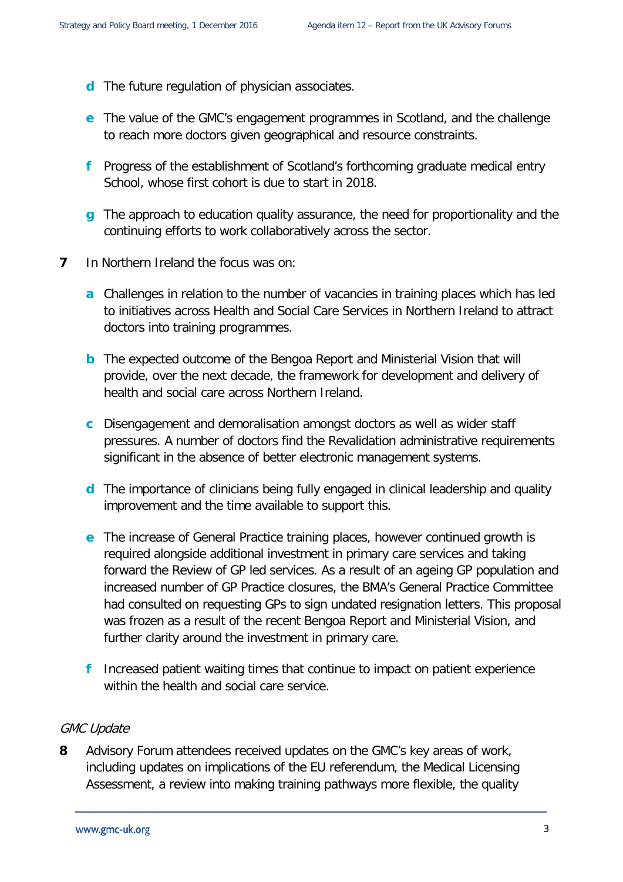- **d** The future regulation of physician associates.
- **e** The value of the GMC's engagement programmes in Scotland, and the challenge to reach more doctors given geographical and resource constraints.
- **f** Progress of the establishment of Scotland's forthcoming graduate medical entry School, whose first cohort is due to start in 2018.
- **g** The approach to education quality assurance, the need for proportionality and the continuing efforts to work collaboratively across the sector.

**7** In Northern Ireland the focus was on:

- **a** Challenges in relation to the number of vacancies in training places which has led to initiatives across Health and Social Care Services in Northern Ireland to attract doctors into training programmes.
- **b** The expected outcome of the Bengoa Report and Ministerial Vision that will provide, over the next decade, the framework for development and delivery of health and social care across Northern Ireland.
- **c** Disengagement and demoralisation amongst doctors as well as wider staff pressures. A number of doctors find the Revalidation administrative requirements significant in the absence of better electronic management systems.
- **d** The importance of clinicians being fully engaged in clinical leadership and quality improvement and the time available to support this.
- **e** The increase of General Practice training places, however continued growth is required alongside additional investment in primary care services and taking forward the Review of GP led services. As a result of an ageing GP population and increased number of GP Practice closures, the BMA's General Practice Committee had consulted on requesting GPs to sign undated resignation letters. This proposal was frozen as a result of the recent Bengoa Report and Ministerial Vision, and further clarity around the investment in primary care.
- **f** Increased patient waiting times that continue to impact on patient experience within the health and social care service.

*GMC Update*

**8** Advisory Forum attendees received updates on the GMC's key areas of work, including updates on implications of the EU referendum, the Medical Licensing Assessment, a review into making training pathways more flexible, the quality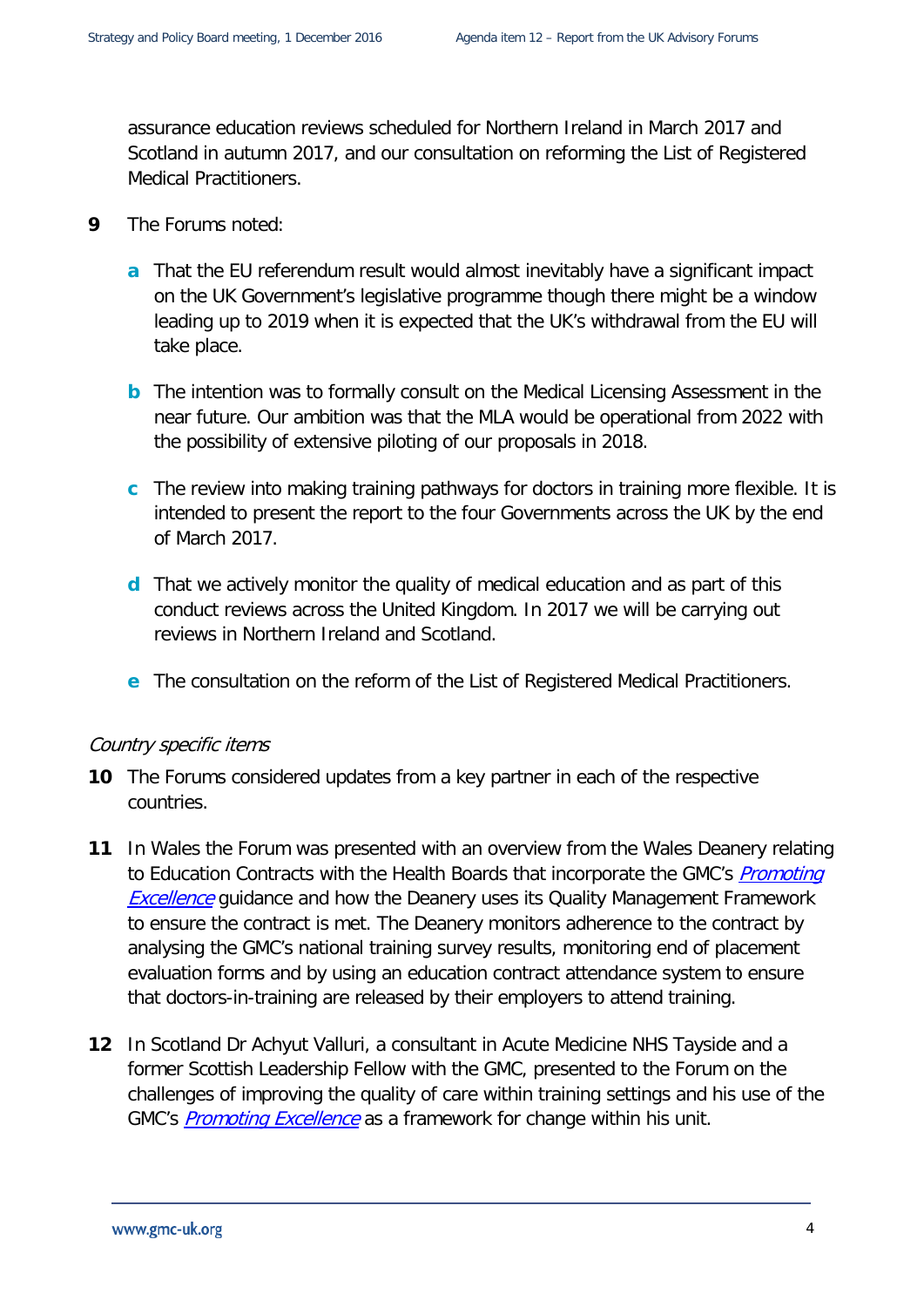assurance education reviews scheduled for Northern Ireland in March 2017 and Scotland in autumn 2017, and our consultation on reforming the List of Registered Medical Practitioners.

**9** The Forums noted:

- **a** That the EU referendum result would almost inevitably have a significant impact on the UK Government's legislative programme though there might be a window leading up to 2019 when it is expected that the UK's withdrawal from the EU will take place.
- **b** The intention was to formally consult on the Medical Licensing Assessment in the near future. Our ambition was that the MLA would be operational from 2022 with the possibility of extensive piloting of our proposals in 2018.
- **c** The review into making training pathways for doctors in training more flexible. It is intended to present the report to the four Governments across the UK by the end of March 2017.
- **d** That we actively monitor the quality of medical education and as part of this conduct reviews across the United Kingdom. In 2017 we will be carrying out reviews in Northern Ireland and Scotland.
- **e** The consultation on the reform of the List of Registered Medical Practitioners.

*Country specific items*

**10** The Forums considered updates from a key partner in each of the respective countries.

**11** In Wales the Forum was presented with an overview from the Wales Deanery relating to Education Contracts with the Health Boards that incorporate the GMC's *Promoting Excellence* guidance and how the Deanery uses its Quality Management Framework to ensure the contract is met. The Deanery monitors adherence to the contract by analysing the GMC's national training survey results, monitoring end of placement evaluation forms and by using an education contract attendance system to ensure that doctors-in-training are released by their employers to attend training.

**12** In Scotland Dr Achyut Valluri, a consultant in Acute Medicine NHS Tayside and a former Scottish Leadership Fellow with the GMC, presented to the Forum on the challenges of improving the quality of care within training settings and his use of the GMC's *Promoting Excellence* as a framework for change within his unit.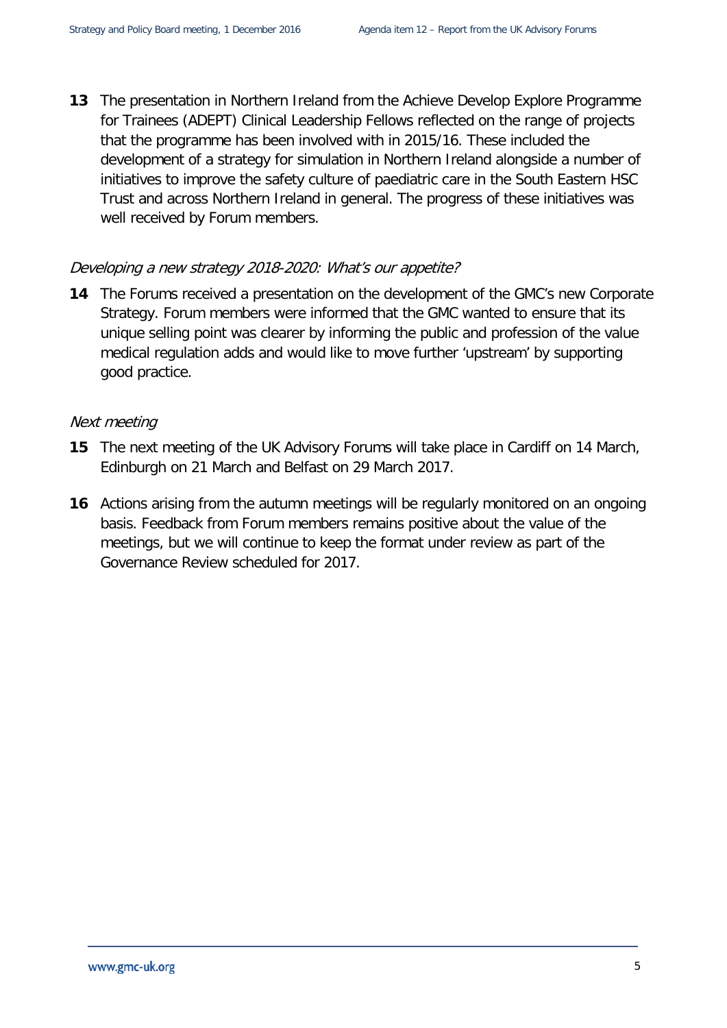**13** The presentation in Northern Ireland from the Achieve Develop Explore Programme for Trainees (ADEPT) Clinical Leadership Fellows reflected on the range of projects that the programme has been involved with in 2015/16. These included the development of a strategy for simulation in Northern Ireland alongside a number of initiatives to improve the safety culture of paediatric care in the South Eastern HSC Trust and across Northern Ireland in general. The progress of these initiatives was well received by Forum members.

*Developing a new strategy 2018-2020: What's our appetite?*

**14** The Forums received a presentation on the development of the GMC's new Corporate Strategy. Forum members were informed that the GMC wanted to ensure that its unique selling point was clearer by informing the public and profession of the value medical regulation adds and would like to move further 'upstream' by supporting good practice.

*Next meeting*

**15** The next meeting of the UK Advisory Forums will take place in Cardiff on 14 March, Edinburgh on 21 March and Belfast on 29 March 2017.

**16** Actions arising from the autumn meetings will be regularly monitored on an ongoing basis. Feedback from Forum members remains positive about the value of the meetings, but we will continue to keep the format under review as part of the Governance Review scheduled for 2017.